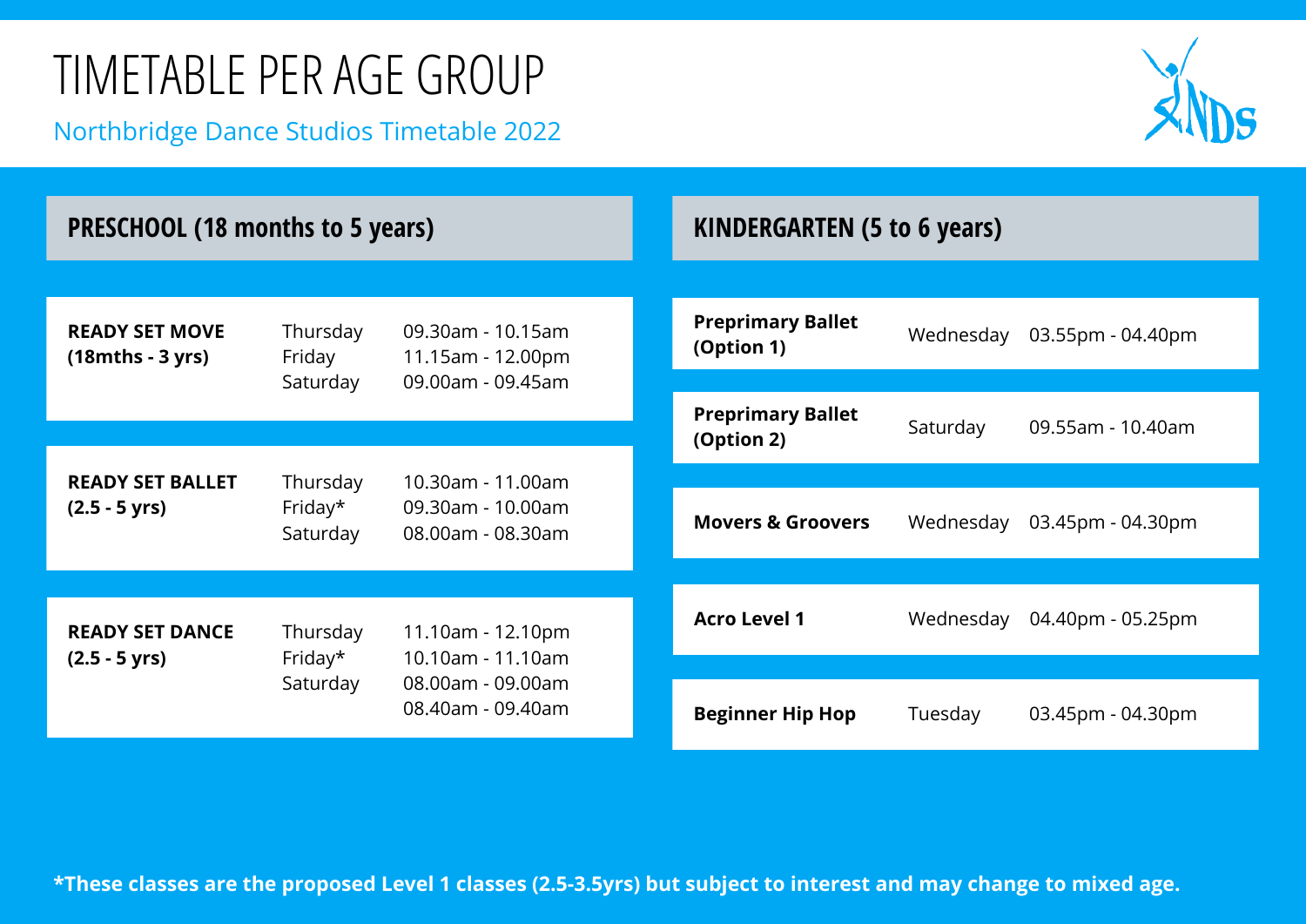# TIMETABLE PER AGE GROUP

Northbridge Dance Studios Timetable 2022

## PRESCHOOL (18 months to 5 years)

| | | |
|---|---|---|
| **READY SET MOVE (18mths - 3 yrs)** | Thursday<br>Friday<br>Saturday | 09.30am - 10.15am<br>11.15am - 12.00pm<br>09.00am - 09.45am |
| **READY SET BALLET (2.5 - 5 yrs)** | Thursday<br>Friday*<br>Saturday | 10.30am - 11.00am<br>09.30am - 10.00am<br>08.00am - 08.30am |
| **READY SET DANCE (2.5 - 5 yrs)** | Thursday<br>Friday*<br>Saturday | 11.10am - 12.10pm<br>10.10am - 11.10am<br>08.00am - 09.00am<br>08.40am - 09.40am |

## KINDERGARTEN (5 to 6 years)

| | | |
|---|---|---|
| **Preprimary Ballet (Option 1)** | Wednesday | 03.55pm - 04.40pm |
| **Preprimary Ballet (Option 2)** | Saturday | 09.55am - 10.40am |
| **Movers & Groovers** | Wednesday | 03.45pm - 04.30pm |
| **Acro Level 1** | Wednesday | 04.40pm - 05.25pm |
| **Beginner Hip Hop** | Tuesday | 03.45pm - 04.30pm |

**\*These classes are the proposed Level 1 classes (2.5-3.5yrs) but subject to interest and may change to mixed age.**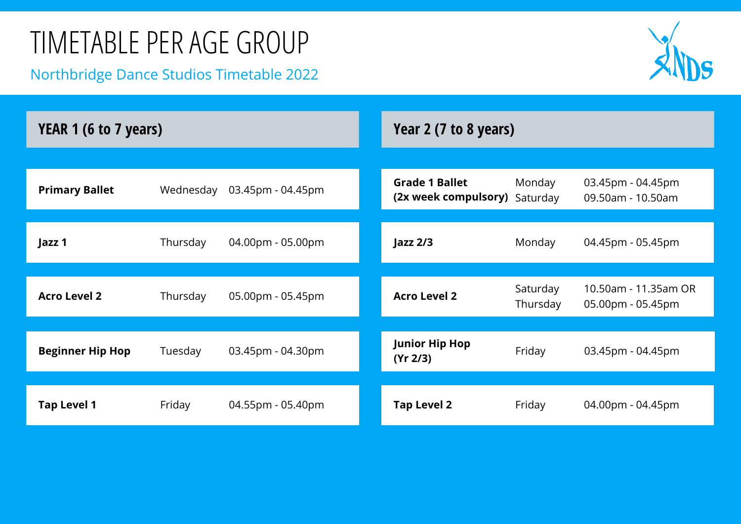# TIMETABLE PER AGE GROUP

Northbridge Dance Studios Timetable 2022

## YEAR 1 (6 to 7 years)

| | | |
|---|---|---|
| **Primary Ballet** | Wednesday | 03.45pm - 04.45pm |
| **Jazz 1** | Thursday | 04.00pm - 05.00pm |
| **Acro Level 2** | Thursday | 05.00pm - 05.45pm |
| **Beginner Hip Hop** | Tuesday | 03.45pm - 04.30pm |
| **Tap Level 1** | Friday | 04.55pm - 05.40pm |

## Year 2 (7 to 8 years)

| | | |
|---|---|---|
| **Grade 1 Ballet (2x week compulsory)** | Monday<br>Saturday | 03.45pm - 04.45pm<br>09.50am - 10.50am |
| **Jazz 2/3** | Monday | 04.45pm - 05.45pm |
| **Acro Level 2** | Saturday<br>Thursday | 10.50am - 11.35am OR<br>05.00pm - 05.45pm |
| **Junior Hip Hop (Yr 2/3)** | Friday | 03.45pm - 04.45pm |
| **Tap Level 2** | Friday | 04.00pm - 04.45pm |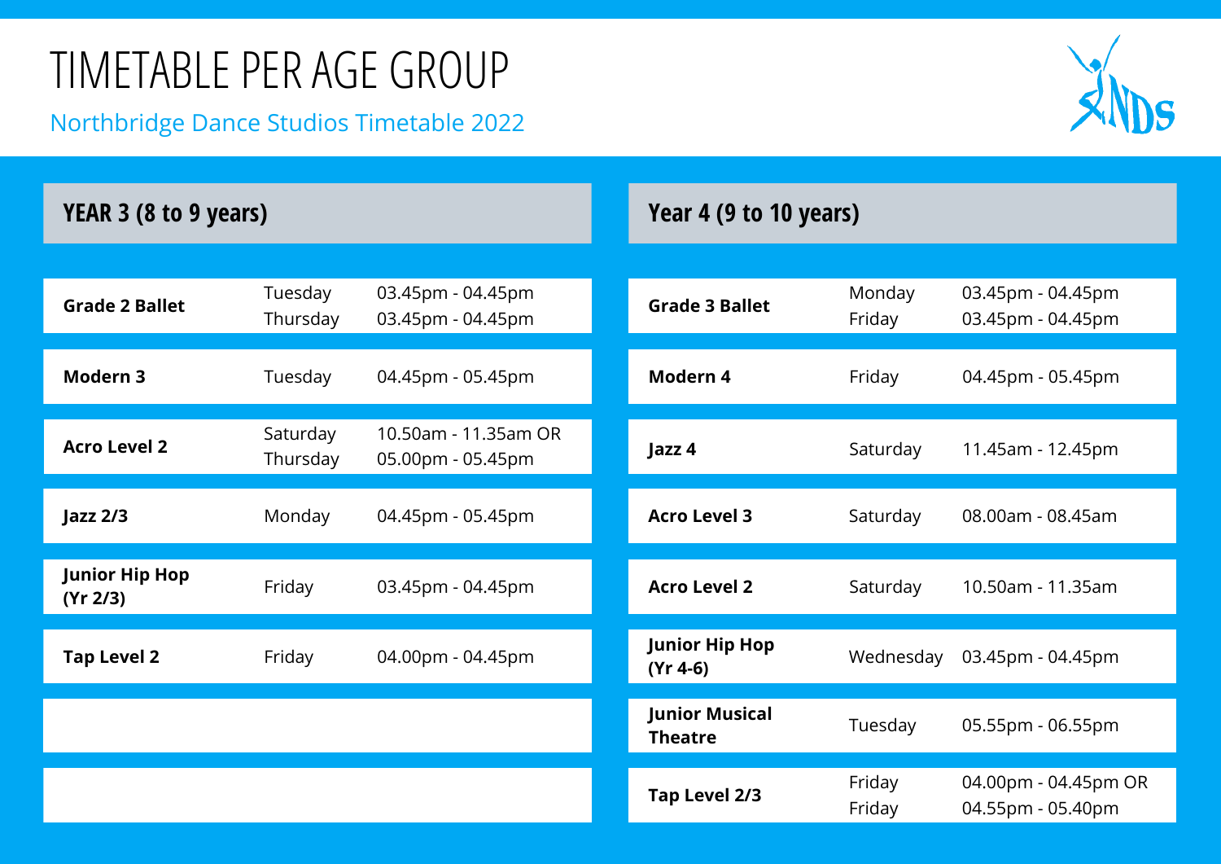# TIMETABLE PER AGE GROUP

Northbridge Dance Studios Timetable 2022

## YEAR 3 (8 to 9 years)

| | | |
|---|---|---|
| **Grade 2 Ballet** | Tuesday<br>Thursday | 03.45pm - 04.45pm<br>03.45pm - 04.45pm |
| **Modern 3** | Tuesday | 04.45pm - 05.45pm |
| **Acro Level 2** | Saturday<br>Thursday | 10.50am - 11.35am OR<br>05.00pm - 05.45pm |
| **Jazz 2/3** | Monday | 04.45pm - 05.45pm |
| **Junior Hip Hop (Yr 2/3)** | Friday | 03.45pm - 04.45pm |
| **Tap Level 2** | Friday | 04.00pm - 04.45pm |

## Year 4 (9 to 10 years)

| | | |
|---|---|---|
| **Grade 3 Ballet** | Monday<br>Friday | 03.45pm - 04.45pm<br>03.45pm - 04.45pm |
| **Modern 4** | Friday | 04.45pm - 05.45pm |
| **Jazz 4** | Saturday | 11.45am - 12.45pm |
| **Acro Level 3** | Saturday | 08.00am - 08.45am |
| **Acro Level 2** | Saturday | 10.50am - 11.35am |
| **Junior Hip Hop (Yr 4-6)** | Wednesday | 03.45pm - 04.45pm |
| **Junior Musical Theatre** | Tuesday | 05.55pm - 06.55pm |
| **Tap Level 2/3** | Friday<br>Friday | 04.00pm - 04.45pm OR<br>04.55pm - 05.40pm |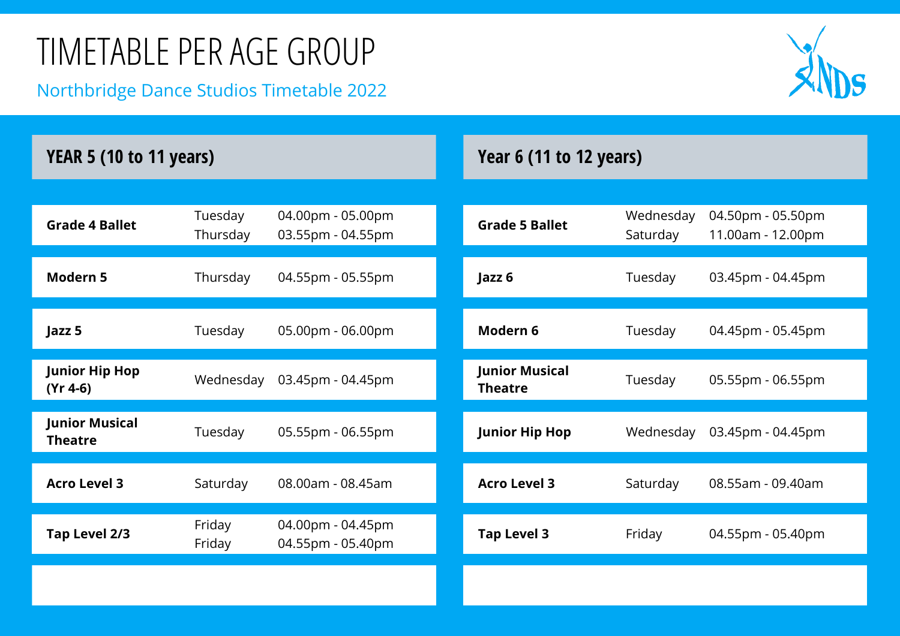# TIMETABLE PER AGE GROUP

Northbridge Dance Studios Timetable 2022

## YEAR 5 (10 to 11 years)

| | | |
|---|---|---|
| **Grade 4 Ballet** | Tuesday<br>Thursday | 04.00pm - 05.00pm<br>03.55pm - 04.55pm |
| **Modern 5** | Thursday | 04.55pm - 05.55pm |
| **Jazz 5** | Tuesday | 05.00pm - 06.00pm |
| **Junior Hip Hop (Yr 4-6)** | Wednesday | 03.45pm - 04.45pm |
| **Junior Musical Theatre** | Tuesday | 05.55pm - 06.55pm |
| **Acro Level 3** | Saturday | 08.00am - 08.45am |
| **Tap Level 2/3** | Friday<br>Friday | 04.00pm - 04.45pm<br>04.55pm - 05.40pm |

## Year 6 (11 to 12 years)

| | | |
|---|---|---|
| **Grade 5 Ballet** | Wednesday<br>Saturday | 04.50pm - 05.50pm<br>11.00am - 12.00pm |
| **Jazz 6** | Tuesday | 03.45pm - 04.45pm |
| **Modern 6** | Tuesday | 04.45pm - 05.45pm |
| **Junior Musical Theatre** | Tuesday | 05.55pm - 06.55pm |
| **Junior Hip Hop** | Wednesday | 03.45pm - 04.45pm |
| **Acro Level 3** | Saturday | 08.55am - 09.40am |
| **Tap Level 3** | Friday | 04.55pm - 05.40pm |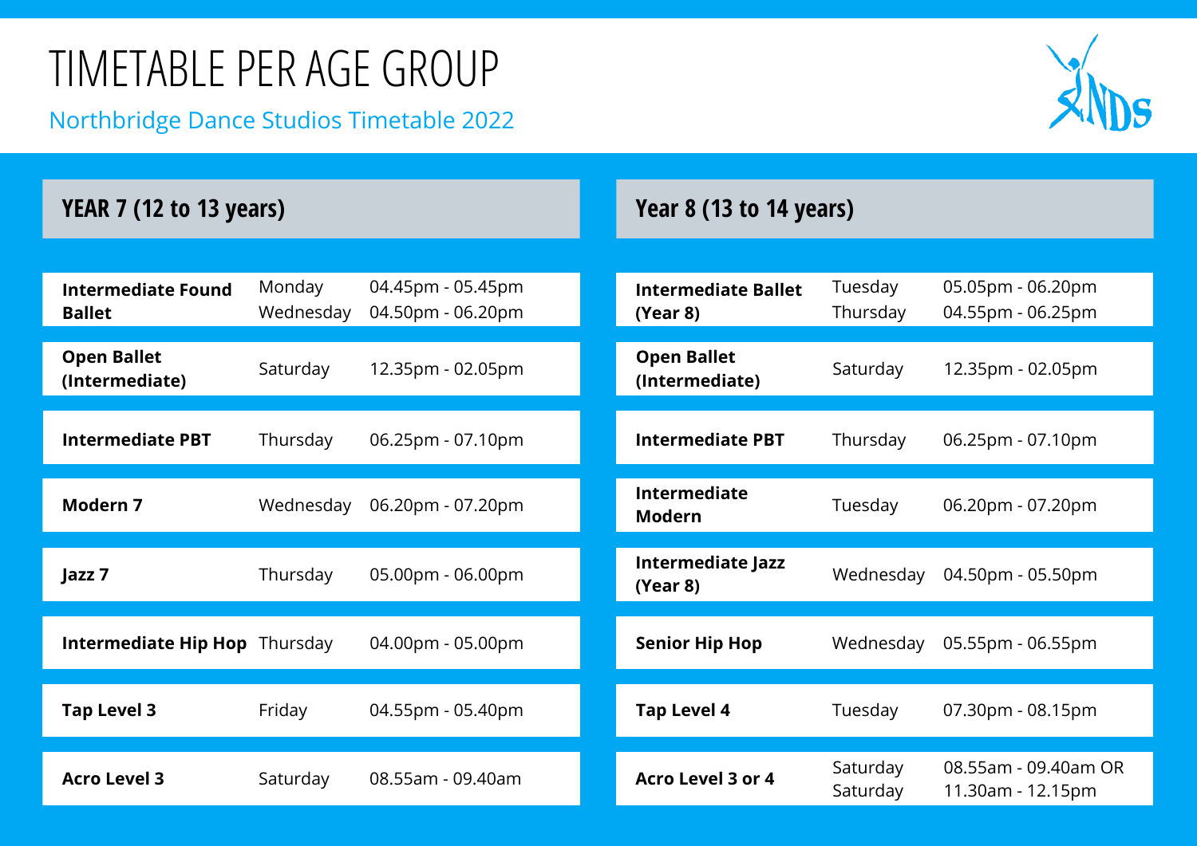# TIMETABLE PER AGE GROUP

Northbridge Dance Studios Timetable 2022

## YEAR 7 (12 to 13 years)

| | | |
|---|---|---|
| **Intermediate Found Ballet** | Monday<br>Wednesday | 04.45pm - 05.45pm<br>04.50pm - 06.20pm |
| **Open Ballet (Intermediate)** | Saturday | 12.35pm - 02.05pm |
| **Intermediate PBT** | Thursday | 06.25pm - 07.10pm |
| **Modern 7** | Wednesday | 06.20pm - 07.20pm |
| **Jazz 7** | Thursday | 05.00pm - 06.00pm |
| **Intermediate Hip Hop** | Thursday | 04.00pm - 05.00pm |
| **Tap Level 3** | Friday | 04.55pm - 05.40pm |
| **Acro Level 3** | Saturday | 08.55am - 09.40am |

## Year 8 (13 to 14 years)

| | | |
|---|---|---|
| **Intermediate Ballet (Year 8)** | Tuesday<br>Thursday | 05.05pm - 06.20pm<br>04.55pm - 06.25pm |
| **Open Ballet (Intermediate)** | Saturday | 12.35pm - 02.05pm |
| **Intermediate PBT** | Thursday | 06.25pm - 07.10pm |
| **Intermediate Modern** | Tuesday | 06.20pm - 07.20pm |
| **Intermediate Jazz (Year 8)** | Wednesday | 04.50pm - 05.50pm |
| **Senior Hip Hop** | Wednesday | 05.55pm - 06.55pm |
| **Tap Level 4** | Tuesday | 07.30pm - 08.15pm |
| **Acro Level 3 or 4** | Saturday<br>Saturday | 08.55am - 09.40am OR<br>11.30am - 12.15pm |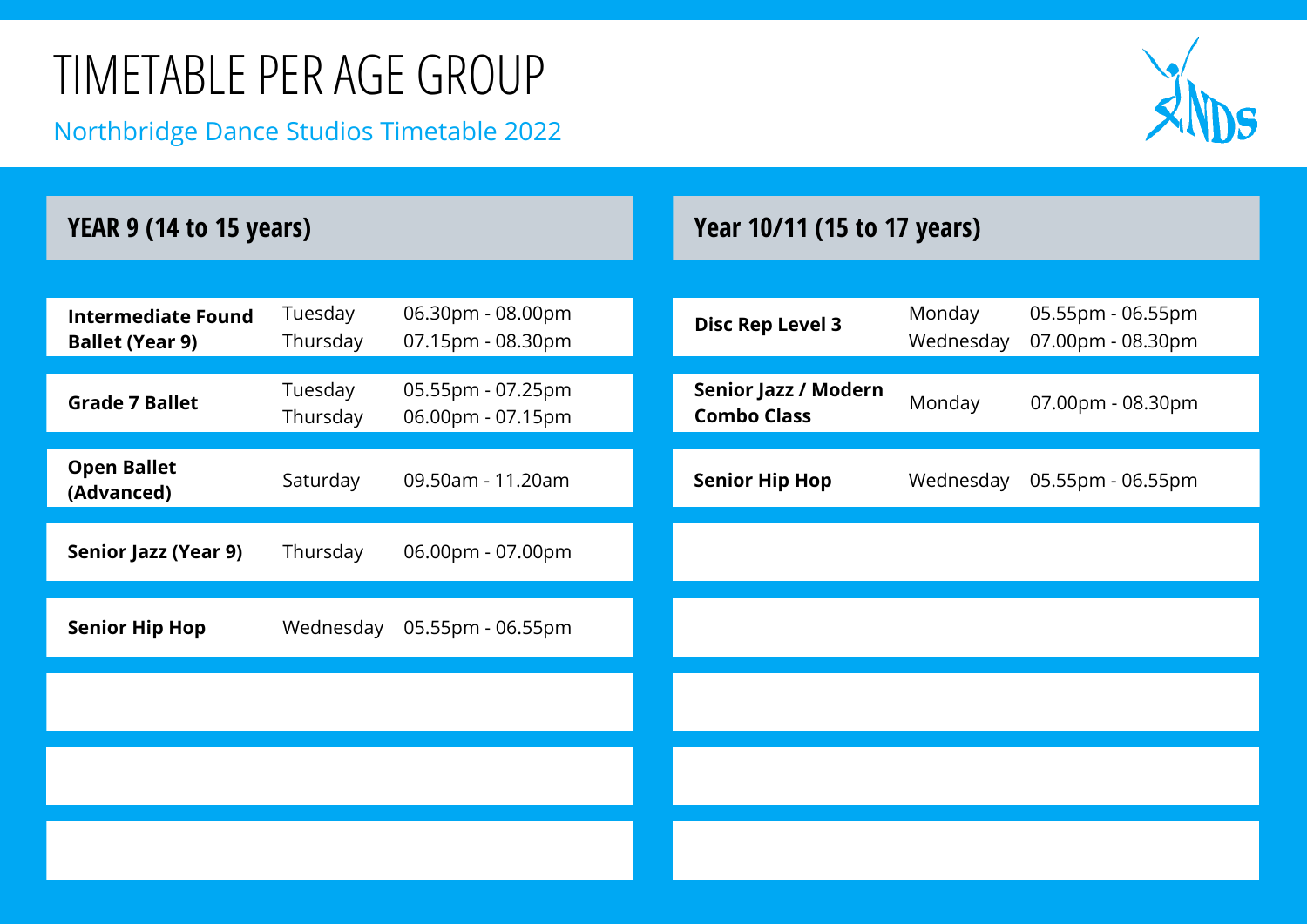# TIMETABLE PER AGE GROUP

Northbridge Dance Studios Timetable 2022

## YEAR 9 (14 to 15 years)

| | | |
|---|---|---|
| **Intermediate Found Ballet (Year 9)** | Tuesday<br>Thursday | 06.30pm - 08.00pm<br>07.15pm - 08.30pm |
| **Grade 7 Ballet** | Tuesday<br>Thursday | 05.55pm - 07.25pm<br>06.00pm - 07.15pm |
| **Open Ballet (Advanced)** | Saturday | 09.50am - 11.20am |
| **Senior Jazz (Year 9)** | Thursday | 06.00pm - 07.00pm |
| **Senior Hip Hop** | Wednesday | 05.55pm - 06.55pm |

## Year 10/11 (15 to 17 years)

| | | |
|---|---|---|
| **Disc Rep Level 3** | Monday<br>Wednesday | 05.55pm - 06.55pm<br>07.00pm - 08.30pm |
| **Senior Jazz / Modern Combo Class** | Monday | 07.00pm - 08.30pm |
| **Senior Hip Hop** | Wednesday | 05.55pm - 06.55pm |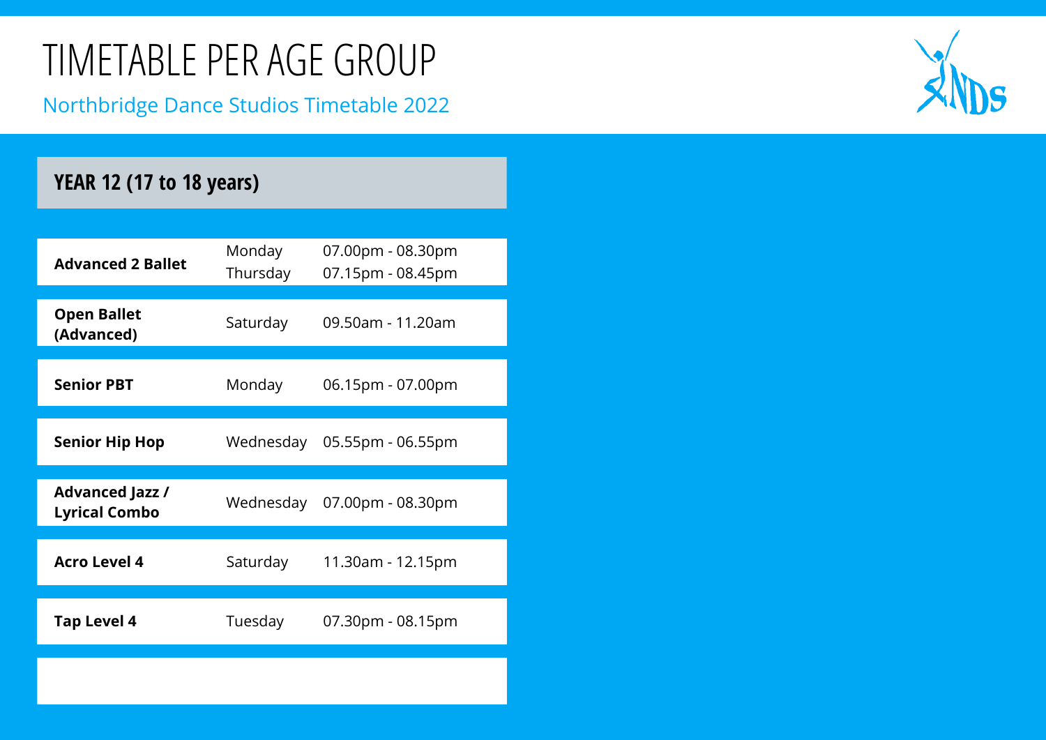# TIMETABLE PER AGE GROUP

Northbridge Dance Studios Timetable 2022

## YEAR 12 (17 to 18 years)

| | | |
|---|---|---|
| **Advanced 2 Ballet** | Monday<br>Thursday | 07.00pm - 08.30pm<br>07.15pm - 08.45pm |
| **Open Ballet (Advanced)** | Saturday | 09.50am - 11.20am |
| **Senior PBT** | Monday | 06.15pm - 07.00pm |
| **Senior Hip Hop** | Wednesday | 05.55pm - 06.55pm |
| **Advanced Jazz / Lyrical Combo** | Wednesday | 07.00pm - 08.30pm |
| **Acro Level 4** | Saturday | 11.30am - 12.15pm |
| **Tap Level 4** | Tuesday | 07.30pm - 08.15pm |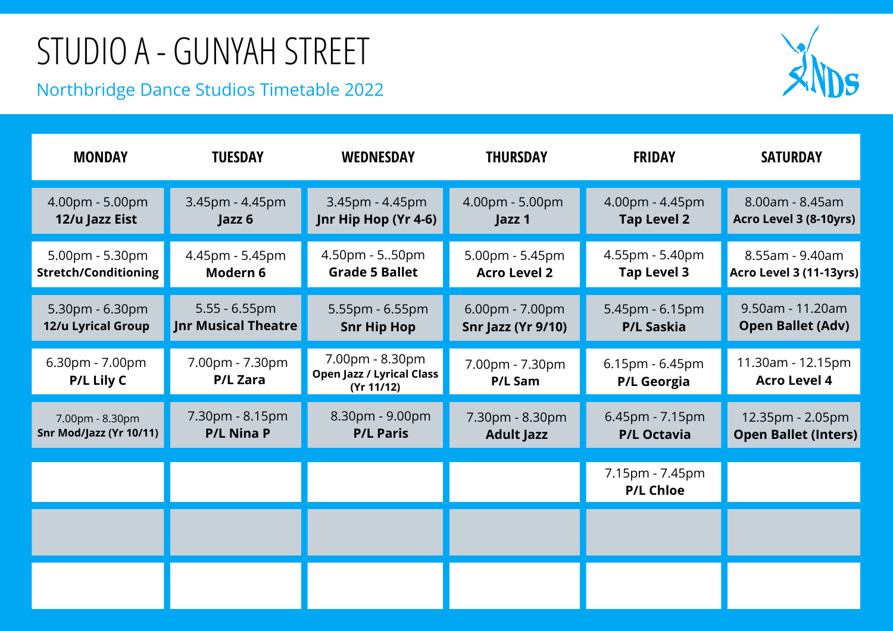# STUDIO A - GUNYAH STREET

Northbridge Dance Studios Timetable 2022

| MONDAY | TUESDAY | WEDNESDAY | THURSDAY | FRIDAY | SATURDAY |
|---|---|---|---|---|---|
| 4.00pm - 5.00pm **12/u Jazz Eist** | 3.45pm - 4.45pm **Jazz 6** | 3.45pm - 4.45pm **Jnr Hip Hop (Yr 4-6)** | 4.00pm - 5.00pm **Jazz 1** | 4.00pm - 4.45pm **Tap Level 2** | 8.00am - 8.45am **Acro Level 3 (8-10yrs)** |
| 5.00pm - 5.30pm **Stretch/Conditioning** | 4.45pm - 5.45pm **Modern 6** | 4.50pm - 5..50pm **Grade 5 Ballet** | 5.00pm - 5.45pm **Acro Level 2** | 4.55pm - 5.40pm **Tap Level 3** | 8.55am - 9.40am **Acro Level 3 (11-13yrs)** |
| 5.30pm - 6.30pm **12/u Lyrical Group** | 5.55 - 6.55pm **Jnr Musical Theatre** | 5.55pm - 6.55pm **Snr Hip Hop** | 6.00pm - 7.00pm **Snr Jazz (Yr 9/10)** | 5.45pm - 6.15pm **P/L Saskia** | 9.50am - 11.20am **Open Ballet (Adv)** |
| 6.30pm - 7.00pm **P/L Lily C** | 7.00pm - 7.30pm **P/L Zara** | 7.00pm - 8.30pm **Open Jazz / Lyrical Class (Yr 11/12)** | 7.00pm - 7.30pm **P/L Sam** | 6.15pm - 6.45pm **P/L Georgia** | 11.30am - 12.15pm **Acro Level 4** |
| 7.00pm - 8.30pm **Snr Mod/Jazz (Yr 10/11)** | 7.30pm - 8.15pm **P/L Nina P** | 8.30pm - 9.00pm **P/L Paris** | 7.30pm - 8.30pm **Adult Jazz** | 6.45pm - 7.15pm **P/L Octavia** | 12.35pm - 2.05pm **Open Ballet (Inters)** |
| | | | | 7.15pm - 7.45pm **P/L Chloe** | |
| | | | | | |
| | | | | | |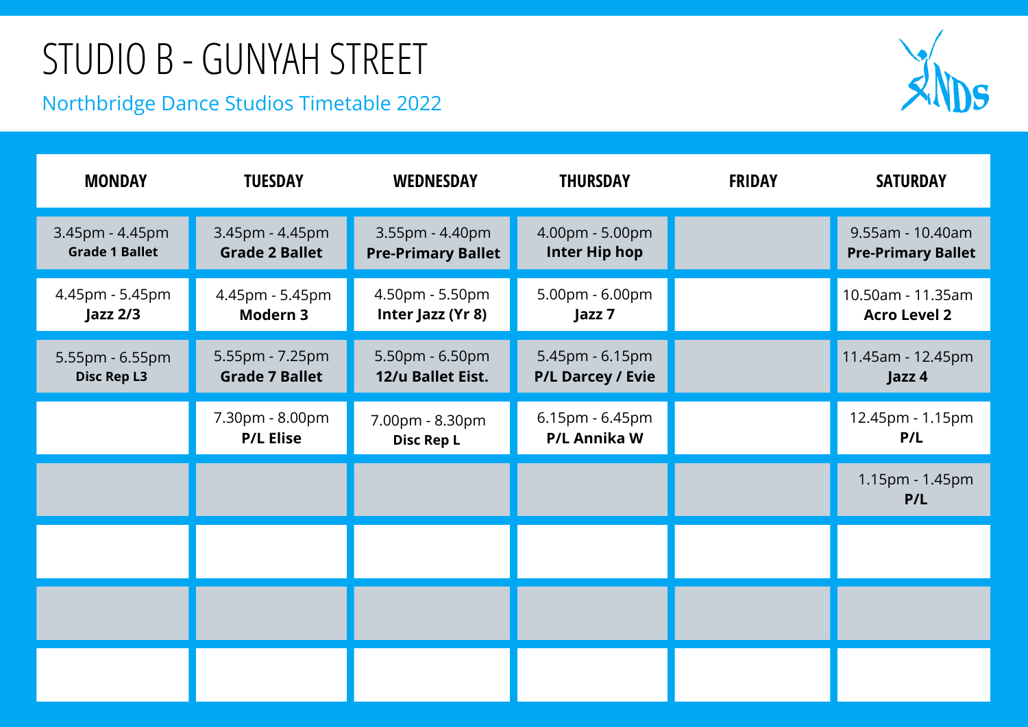# STUDIO B - GUNYAH STREET

Northbridge Dance Studios Timetable 2022

| MONDAY | TUESDAY | WEDNESDAY | THURSDAY | FRIDAY | SATURDAY |
|---|---|---|---|---|---|
| 3.45pm - 4.45pm **Grade 1 Ballet** | 3.45pm - 4.45pm **Grade 2 Ballet** | 3.55pm - 4.40pm **Pre-Primary Ballet** | 4.00pm - 5.00pm **Inter Hip hop** | | 9.55am - 10.40am **Pre-Primary Ballet** |
| 4.45pm - 5.45pm **Jazz 2/3** | 4.45pm - 5.45pm **Modern 3** | 4.50pm - 5.50pm **Inter Jazz (Yr 8)** | 5.00pm - 6.00pm **Jazz 7** | | 10.50am - 11.35am **Acro Level 2** |
| 5.55pm - 6.55pm **Disc Rep L3** | 5.55pm - 7.25pm **Grade 7 Ballet** | 5.50pm - 6.50pm **12/u Ballet Eist.** | 5.45pm - 6.15pm **P/L Darcey / Evie** | | 11.45am - 12.45pm **Jazz 4** |
| | 7.30pm - 8.00pm **P/L Elise** | 7.00pm - 8.30pm **Disc Rep L** | 6.15pm - 6.45pm **P/L Annika W** | | 12.45pm - 1.15pm **P/L** |
| | | | | | 1.15pm - 1.45pm **P/L** |
| | | | | | |
| | | | | | |
| | | | | | |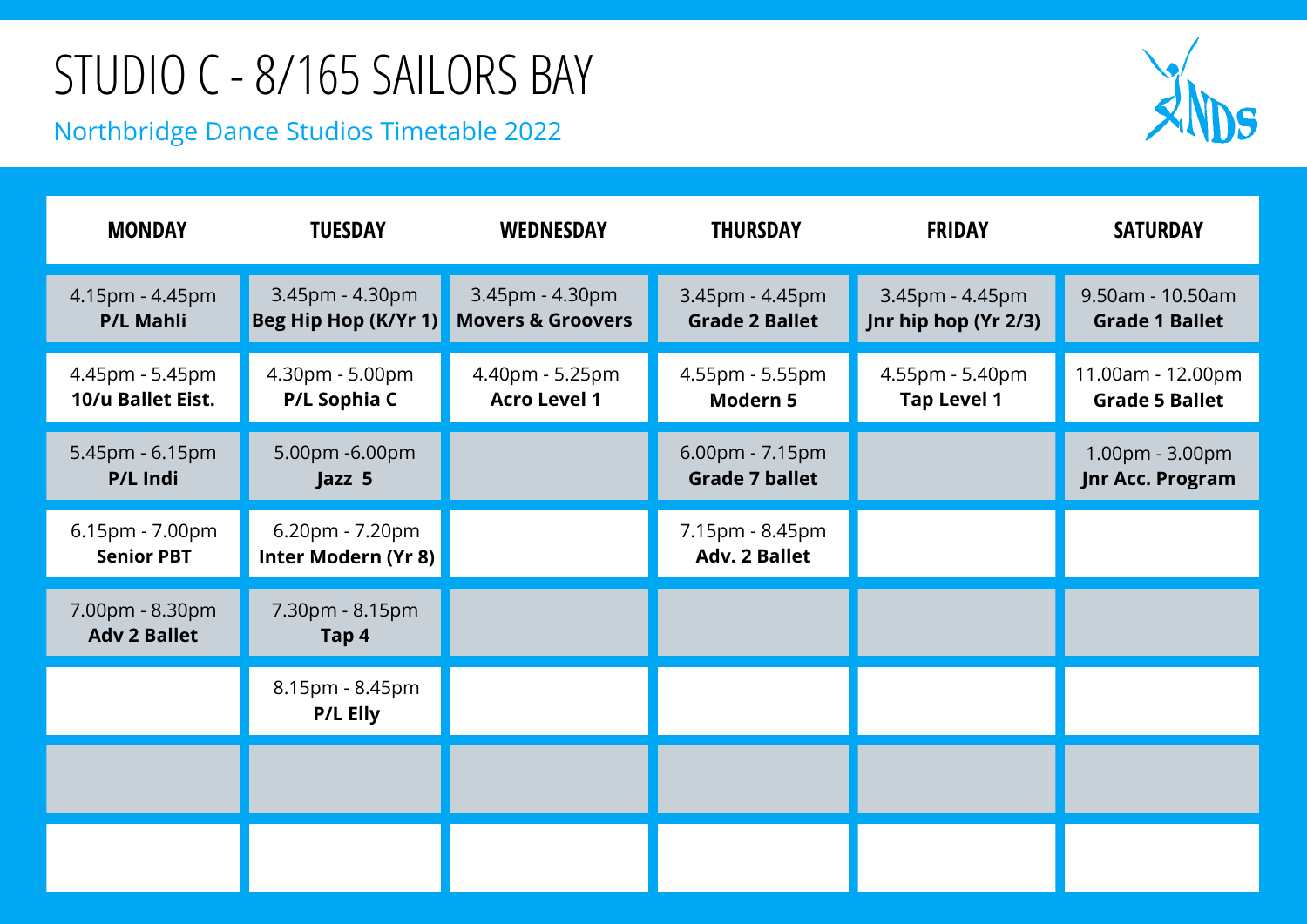# STUDIO C - 8/165 SAILORS BAY

Northbridge Dance Studios Timetable 2022

| MONDAY | TUESDAY | WEDNESDAY | THURSDAY | FRIDAY | SATURDAY |
|---|---|---|---|---|---|
| 4.15pm - 4.45pm **P/L Mahli** | 3.45pm - 4.30pm **Beg Hip Hop (K/Yr 1)** | 3.45pm - 4.30pm **Movers & Groovers** | 3.45pm - 4.45pm **Grade 2 Ballet** | 3.45pm - 4.45pm **Jnr hip hop (Yr 2/3)** | 9.50am - 10.50am **Grade 1 Ballet** |
| 4.45pm - 5.45pm **10/u Ballet Eist.** | 4.30pm - 5.00pm **P/L Sophia C** | 4.40pm - 5.25pm **Acro Level 1** | 4.55pm - 5.55pm **Modern 5** | 4.55pm - 5.40pm **Tap Level 1** | 11.00am - 12.00pm **Grade 5 Ballet** |
| 5.45pm - 6.15pm **P/L Indi** | 5.00pm -6.00pm **Jazz 5** | | 6.00pm - 7.15pm **Grade 7 ballet** | | 1.00pm - 3.00pm **Jnr Acc. Program** |
| 6.15pm - 7.00pm **Senior PBT** | 6.20pm - 7.20pm **Inter Modern (Yr 8)** | | 7.15pm - 8.45pm **Adv. 2 Ballet** | | |
| 7.00pm - 8.30pm **Adv 2 Ballet** | 7.30pm - 8.15pm **Tap 4** | | | | |
| | 8.15pm - 8.45pm **P/L Elly** | | | | |
| | | | | | |
| | | | | | |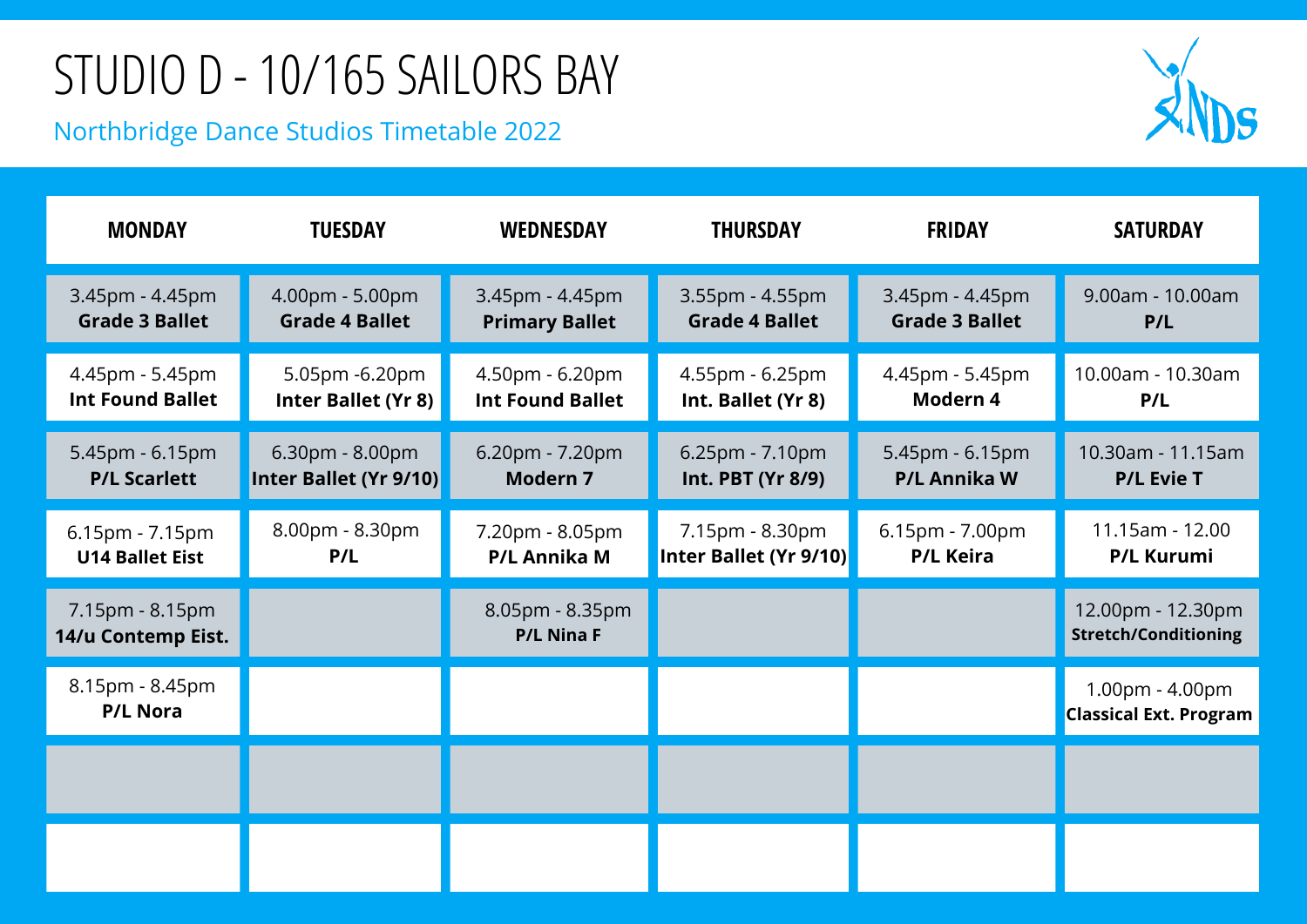# STUDIO D - 10/165 SAILORS BAY

## Northbridge Dance Studios Timetable 2022

| MONDAY | TUESDAY | WEDNESDAY | THURSDAY | FRIDAY | SATURDAY |
|---|---|---|---|---|---|
| 3.45pm - 4.45pm **Grade 3 Ballet** | 4.00pm - 5.00pm **Grade 4 Ballet** | 3.45pm - 4.45pm **Primary Ballet** | 3.55pm - 4.55pm **Grade 4 Ballet** | 3.45pm - 4.45pm **Grade 3 Ballet** | 9.00am - 10.00am **P/L** |
| 4.45pm - 5.45pm **Int Found Ballet** | 5.05pm -6.20pm **Inter Ballet (Yr 8)** | 4.50pm - 6.20pm **Int Found Ballet** | 4.55pm - 6.25pm **Int. Ballet (Yr 8)** | 4.45pm - 5.45pm **Modern 4** | 10.00am - 10.30am **P/L** |
| 5.45pm - 6.15pm **P/L Scarlett** | 6.30pm - 8.00pm **Inter Ballet (Yr 9/10)** | 6.20pm - 7.20pm **Modern 7** | 6.25pm - 7.10pm **Int. PBT (Yr 8/9)** | 5.45pm - 6.15pm **P/L Annika W** | 10.30am - 11.15am **P/L Evie T** |
| 6.15pm - 7.15pm **U14 Ballet Eist** | 8.00pm - 8.30pm **P/L** | 7.20pm - 8.05pm **P/L Annika M** | 7.15pm - 8.30pm **Inter Ballet (Yr 9/10)** | 6.15pm - 7.00pm **P/L Keira** | 11.15am - 12.00 **P/L Kurumi** |
| 7.15pm - 8.15pm **14/u Contemp Eist.** | | 8.05pm - 8.35pm **P/L Nina F** | | | 12.00pm - 12.30pm **Stretch/Conditioning** |
| 8.15pm - 8.45pm **P/L Nora** | | | | | 1.00pm - 4.00pm **Classical Ext. Program** |
| | | | | | |
| | | | | | |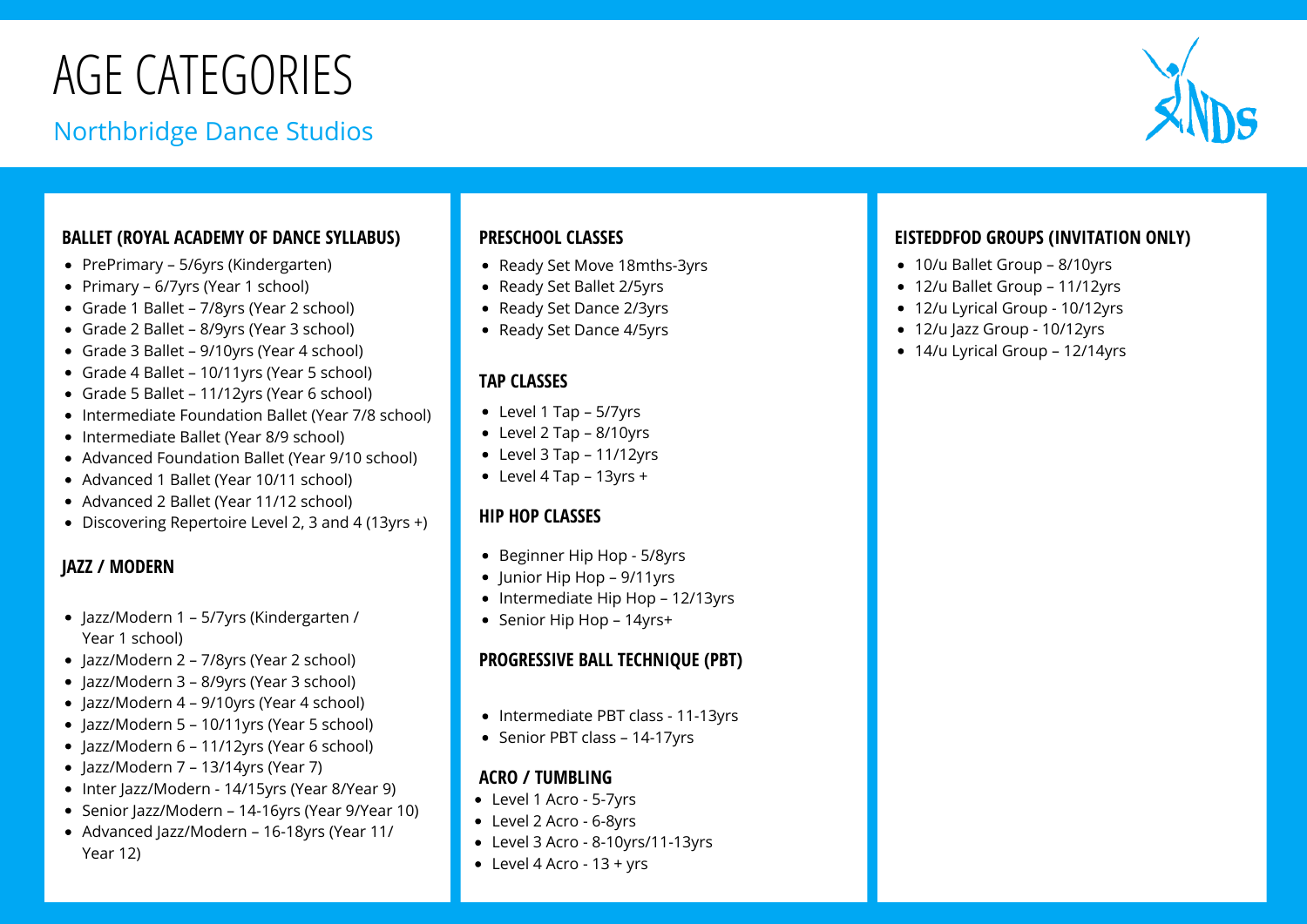# AGE CATEGORIES

## Northbridge Dance Studios

### BALLET (ROYAL ACADEMY OF DANCE SYLLABUS)

- PrePrimary – 5/6yrs (Kindergarten)
- Primary – 6/7yrs (Year 1 school)
- Grade 1 Ballet – 7/8yrs (Year 2 school)
- Grade 2 Ballet – 8/9yrs (Year 3 school)
- Grade 3 Ballet – 9/10yrs (Year 4 school)
- Grade 4 Ballet – 10/11yrs (Year 5 school)
- Grade 5 Ballet – 11/12yrs (Year 6 school)
- Intermediate Foundation Ballet (Year 7/8 school)
- Intermediate Ballet (Year 8/9 school)
- Advanced Foundation Ballet (Year 9/10 school)
- Advanced 1 Ballet (Year 10/11 school)
- Advanced 2 Ballet (Year 11/12 school)
- Discovering Repertoire Level 2, 3 and 4 (13yrs +)

### JAZZ / MODERN

- Jazz/Modern 1 – 5/7yrs (Kindergarten / Year 1 school)
- Jazz/Modern 2 – 7/8yrs (Year 2 school)
- Jazz/Modern 3 – 8/9yrs (Year 3 school)
- Jazz/Modern 4 – 9/10yrs (Year 4 school)
- Jazz/Modern 5 – 10/11yrs (Year 5 school)
- Jazz/Modern 6 – 11/12yrs (Year 6 school)
- Jazz/Modern 7 – 13/14yrs (Year 7)
- Inter Jazz/Modern - 14/15yrs (Year 8/Year 9)
- Senior Jazz/Modern – 14-16yrs (Year 9/Year 10)
- Advanced Jazz/Modern – 16-18yrs (Year 11/ Year 12)

### PRESCHOOL CLASSES

- Ready Set Move 18mths-3yrs
- Ready Set Ballet 2/5yrs
- Ready Set Dance 2/3yrs
- Ready Set Dance 4/5yrs

### TAP CLASSES

- Level 1 Tap – 5/7yrs
- Level 2 Tap – 8/10yrs
- Level 3 Tap – 11/12yrs
- Level 4 Tap – 13yrs +

### HIP HOP CLASSES

- Beginner Hip Hop - 5/8yrs
- Junior Hip Hop – 9/11yrs
- Intermediate Hip Hop – 12/13yrs
- Senior Hip Hop – 14yrs+

### PROGRESSIVE BALL TECHNIQUE (PBT)

- Intermediate PBT class - 11-13yrs
- Senior PBT class – 14-17yrs

### ACRO / TUMBLING

- Level 1 Acro - 5-7yrs
- Level 2 Acro - 6-8yrs
- Level 3 Acro - 8-10yrs/11-13yrs
- Level 4 Acro - 13 + yrs

### EISTEDDFOD GROUPS (INVITATION ONLY)

- 10/u Ballet Group – 8/10yrs
- 12/u Ballet Group – 11/12yrs
- 12/u Lyrical Group - 10/12yrs
- 12/u Jazz Group - 10/12yrs
- 14/u Lyrical Group – 12/14yrs